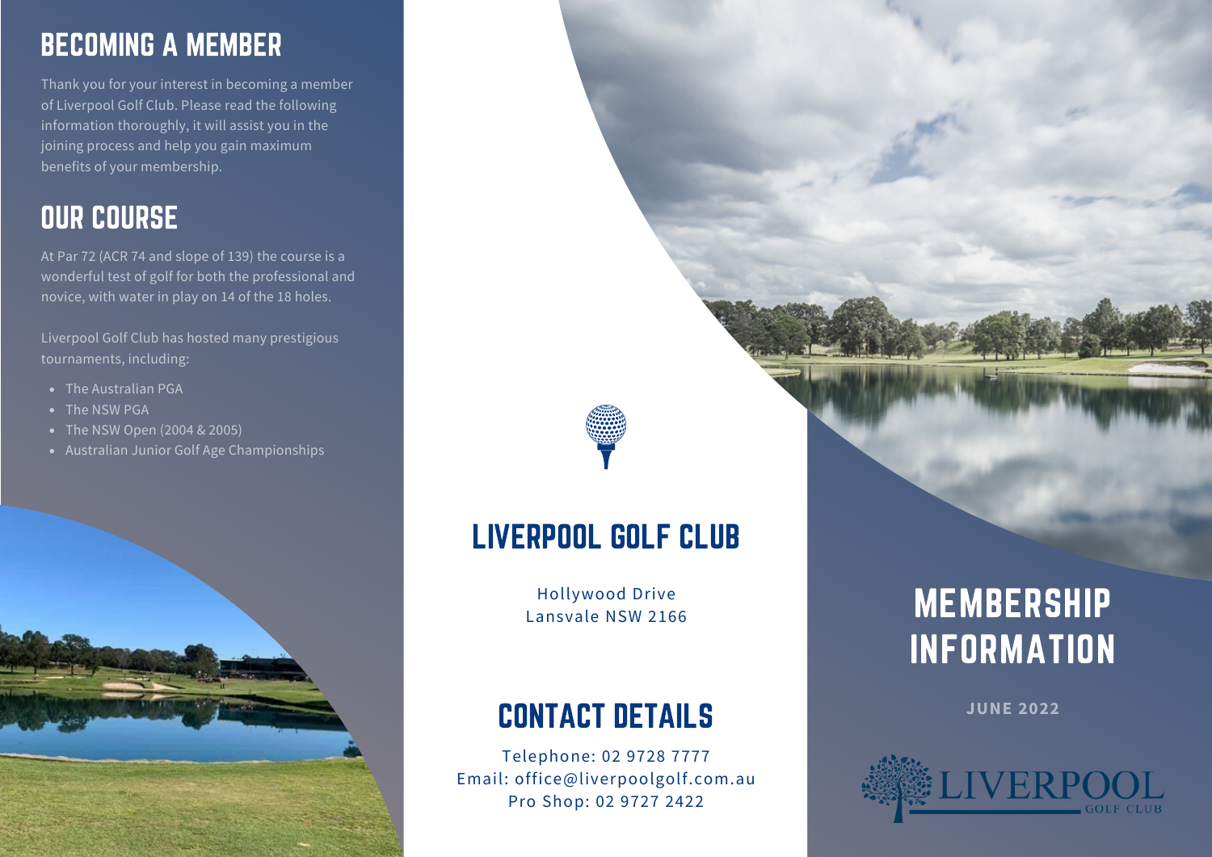## BECOMING A MEMBER

Thank you for your interest in becoming a member of Liverpool Golf Club. Please read the following information thoroughly, it will assist you in the joining process and help you gain maximum benefits of your membership.

## OUR COURSE

At Par 72 (ACR 74 and slope of 139) the course is a wonderful test of golf for both the professional and novice, with water in play on 14 of the 18 holes.

Liverpool Golf Club has hosted many prestigious tournaments, including:

- The Australian PGA
- The NSW PGA
- The NSW Open (2004 & 2005)
- Australian Junior Golf Age Championships

## LIVERPOOL GOLF CLUB

Hollywood Drive
Lansvale NSW 2166

## CONTACT DETAILS

Telephone: 02 9728 7777
Email: office@liverpoolgolf.com.au
Pro Shop: 02 9727 2422

# MEMBERSHIP INFORMATION

**JUNE 2022**

LIVERPOOL GOLF CLUB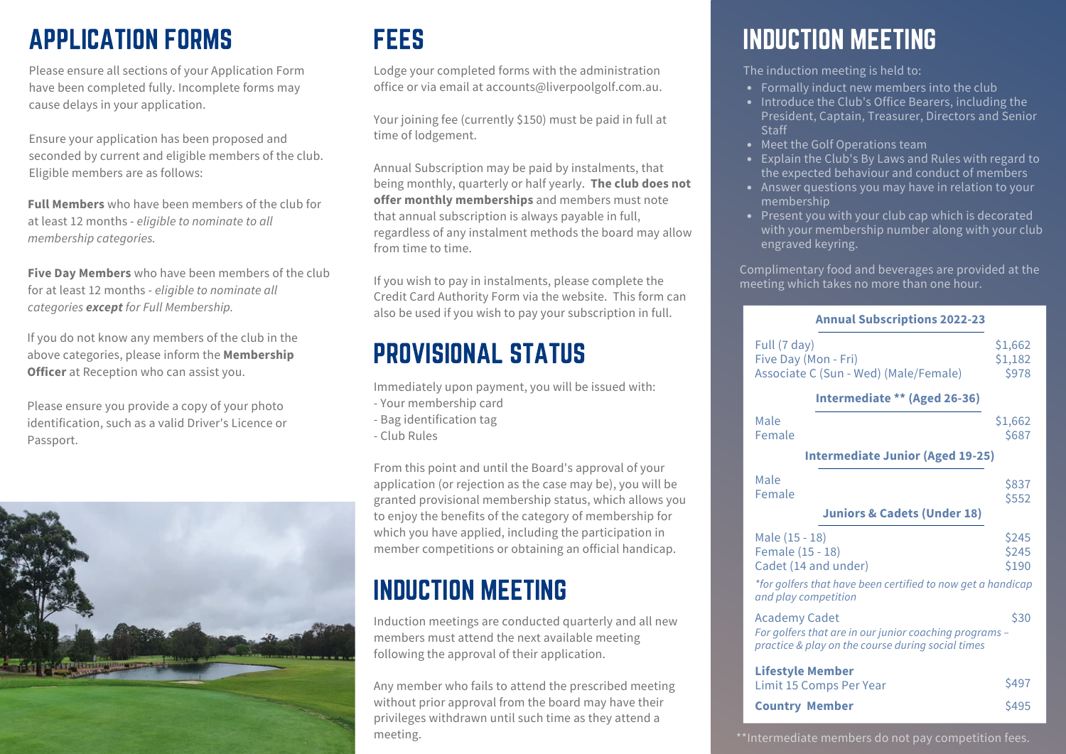# APPLICATION FORMS

Please ensure all sections of your Application Form have been completed fully. Incomplete forms may cause delays in your application.

Ensure your application has been proposed and seconded by current and eligible members of the club. Eligible members are as follows:

**Full Members** who have been members of the club for at least 12 months - *eligible to nominate to all membership categories.*

**Five Day Members** who have been members of the club for at least 12 months - *eligible to nominate all categories **except** for Full Membership.*

If you do not know any members of the club in the above categories, please inform the **Membership Officer** at Reception who can assist you.

Please ensure you provide a copy of your photo identification, such as a valid Driver's Licence or Passport.

# FEES

Lodge your completed forms with the administration office or via email at accounts@liverpoolgolf.com.au.

Your joining fee (currently $150) must be paid in full at time of lodgement.

Annual Subscription may be paid by instalments, that being monthly, quarterly or half yearly. **The club does not offer monthly memberships** and members must note that annual subscription is always payable in full, regardless of any instalment methods the board may allow from time to time.

If you wish to pay in instalments, please complete the Credit Card Authority Form via the website. This form can also be used if you wish to pay your subscription in full.

# PROVISIONAL STATUS

Immediately upon payment, you will be issued with:
- Your membership card
- Bag identification tag
- Club Rules

From this point and until the Board's approval of your application (or rejection as the case may be), you will be granted provisional membership status, which allows you to enjoy the benefits of the category of membership for which you have applied, including the participation in member competitions or obtaining an official handicap.

# INDUCTION MEETING

Induction meetings are conducted quarterly and all new members must attend the next available meeting following the approval of their application.

Any member who fails to attend the prescribed meeting without prior approval from the board may have their privileges withdrawn until such time as they attend a meeting.

# INDUCTION MEETING

The induction meeting is held to:

- Formally induct new members into the club
- Introduce the Club's Office Bearers, including the President, Captain, Treasurer, Directors and Senior Staff
- Meet the Golf Operations team
- Explain the Club's By Laws and Rules with regard to the expected behaviour and conduct of members
- Answer questions you may have in relation to your membership
- Present you with your club cap which is decorated with your membership number along with your club engraved keyring.

Complimentary food and beverages are provided at the meeting which takes no more than one hour.

| **Annual Subscriptions 2022-23** | |
| --- | --- |
| Full (7 day) | $1,662 |
| Five Day (Mon - Fri) | $1,182 |
| Associate C (Sun - Wed) (Male/Female) | $978 |
| **Intermediate ** (Aged 26-36)** | |
| Male | $1,662 |
| Female | $687 |
| **Intermediate Junior (Aged 19-25)** | |
| Male | $837 |
| Female | $552 |
| **Juniors & Cadets (Under 18)** | |
| Male (15 - 18) | $245 |
| Female (15 - 18) | $245 |
| Cadet (14 and under) | $190 |
| *\*for golfers that have been certified to now get a handicap and play competition* | |
| Academy Cadet<br>*For golfers that are in our junior coaching programs – practice & play on the course during social times* | $30 |
| **Lifestyle Member**<br>Limit 15 Comps Per Year | $497 |
| **Country Member** | $495 |

**Intermediate members do not pay competition fees.